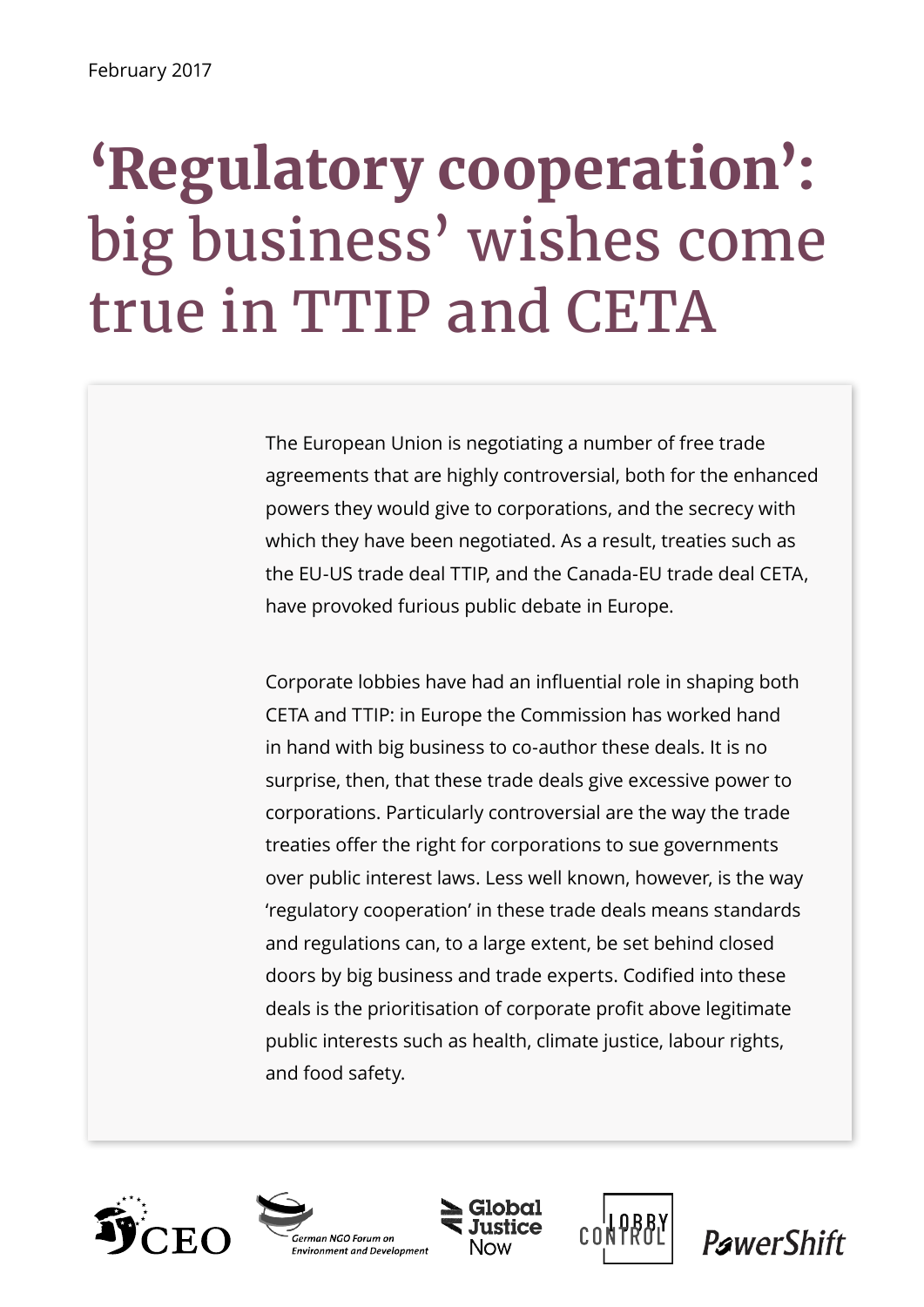February 2017

# ‘Regulatory cooperation’: big business’ wishes come true in TTIP and CETA

The European Union is negotiating a number of free trade agreements that are highly controversial, both for the enhanced powers they would give to corporations, and the secrecy with which they have been negotiated. As a result, treaties such as the EU-US trade deal TTIP, and the Canada-EU trade deal CETA, have provoked furious public debate in Europe.

Corporate lobbies have had an influential role in shaping both CETA and TTIP: in Europe the Commission has worked hand in hand with big business to co-author these deals. It is no surprise, then, that these trade deals give excessive power to corporations. Particularly controversial are the way the trade treaties offer the right for corporations to sue governments over public interest laws. Less well known, however, is the way ‘regulatory cooperation’ in these trade deals means standards and regulations can, to a large extent, be set behind closed doors by big business and trade experts. Codified into these deals is the prioritisation of corporate profit above legitimate public interests such as health, climate justice, labour rights, and food safety.

CEO | German NGO Forum on Environment and Development | Global Justice Now | Lobby Control | PowerShift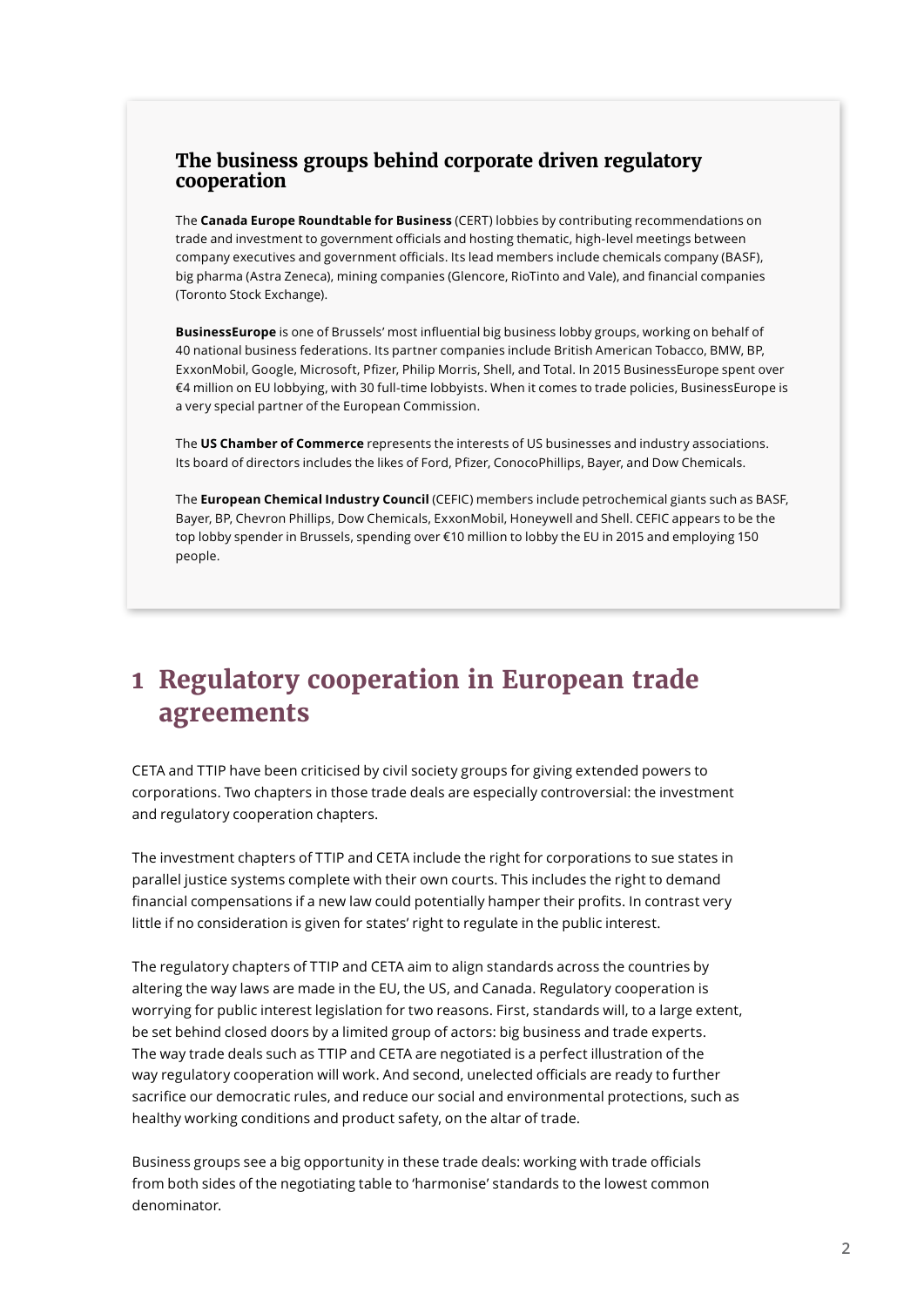### The business groups behind corporate driven regulatory cooperation

The **Canada Europe Roundtable for Business** (CERT) lobbies by contributing recommendations on trade and investment to government officials and hosting thematic, high-level meetings between company executives and government officials. Its lead members include chemicals company (BASF), big pharma (Astra Zeneca), mining companies (Glencore, RioTinto and Vale), and financial companies (Toronto Stock Exchange).

**BusinessEurope** is one of Brussels' most influential big business lobby groups, working on behalf of 40 national business federations. Its partner companies include British American Tobacco, BMW, BP, ExxonMobil, Google, Microsoft, Pfizer, Philip Morris, Shell, and Total. In 2015 BusinessEurope spent over €4 million on EU lobbying, with 30 full-time lobbyists. When it comes to trade policies, BusinessEurope is a very special partner of the European Commission.

The **US Chamber of Commerce** represents the interests of US businesses and industry associations. Its board of directors includes the likes of Ford, Pfizer, ConocoPhillips, Bayer, and Dow Chemicals.

The **European Chemical Industry Council** (CEFIC) members include petrochemical giants such as BASF, Bayer, BP, Chevron Phillips, Dow Chemicals, ExxonMobil, Honeywell and Shell. CEFIC appears to be the top lobby spender in Brussels, spending over €10 million to lobby the EU in 2015 and employing 150 people.

# 1 Regulatory cooperation in European trade agreements

CETA and TTIP have been criticised by civil society groups for giving extended powers to corporations. Two chapters in those trade deals are especially controversial: the investment and regulatory cooperation chapters.

The investment chapters of TTIP and CETA include the right for corporations to sue states in parallel justice systems complete with their own courts. This includes the right to demand financial compensations if a new law could potentially hamper their profits. In contrast very little if no consideration is given for states' right to regulate in the public interest.

The regulatory chapters of TTIP and CETA aim to align standards across the countries by altering the way laws are made in the EU, the US, and Canada. Regulatory cooperation is worrying for public interest legislation for two reasons. First, standards will, to a large extent, be set behind closed doors by a limited group of actors: big business and trade experts. The way trade deals such as TTIP and CETA are negotiated is a perfect illustration of the way regulatory cooperation will work. And second, unelected officials are ready to further sacrifice our democratic rules, and reduce our social and environmental protections, such as healthy working conditions and product safety, on the altar of trade.

Business groups see a big opportunity in these trade deals: working with trade officials from both sides of the negotiating table to 'harmonise' standards to the lowest common denominator.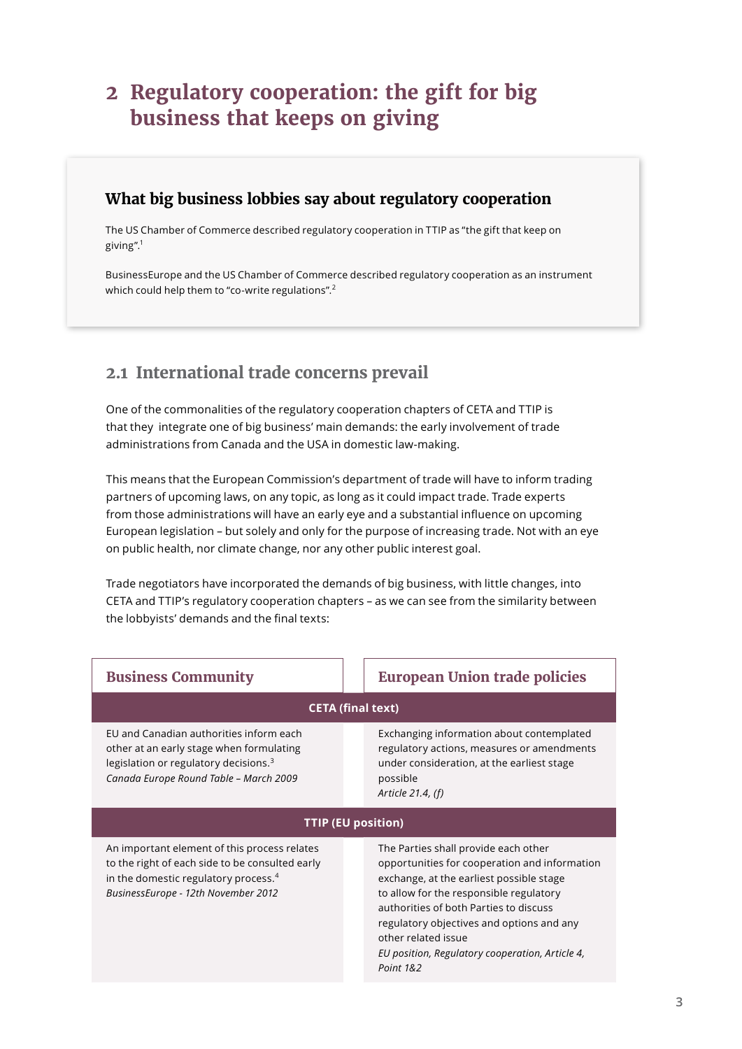# 2 Regulatory cooperation: the gift for big business that keeps on giving

### What big business lobbies say about regulatory cooperation

The US Chamber of Commerce described regulatory cooperation in TTIP as "the gift that keep on giving".[1]

BusinessEurope and the US Chamber of Commerce described regulatory cooperation as an instrument which could help them to "co-write regulations".[2]

## 2.1 International trade concerns prevail

One of the commonalities of the regulatory cooperation chapters of CETA and TTIP is that they integrate one of big business' main demands: the early involvement of trade administrations from Canada and the USA in domestic law-making.

This means that the European Commission's department of trade will have to inform trading partners of upcoming laws, on any topic, as long as it could impact trade. Trade experts from those administrations will have an early eye and a substantial influence on upcoming European legislation – but solely and only for the purpose of increasing trade. Not with an eye on public health, nor climate change, nor any other public interest goal.

Trade negotiators have incorporated the demands of big business, with little changes, into CETA and TTIP's regulatory cooperation chapters – as we can see from the similarity between the lobbyists' demands and the final texts:

| Business Community | European Union trade policies |
|---|---|
| **CETA (final text)** | |
| EU and Canadian authorities inform each other at an early stage when formulating legislation or regulatory decisions.[3] *Canada Europe Round Table – March 2009* | Exchanging information about contemplated regulatory actions, measures or amendments under consideration, at the earliest stage possible *Article 21.4, (f)* |
| **TTIP (EU position)** | |
| An important element of this process relates to the right of each side to be consulted early in the domestic regulatory process.[4] *BusinessEurope - 12th November 2012* | The Parties shall provide each other opportunities for cooperation and information exchange, at the earliest possible stage to allow for the responsible regulatory authorities of both Parties to discuss regulatory objectives and options and any other related issue *EU position, Regulatory cooperation, Article 4, Point 1&2* |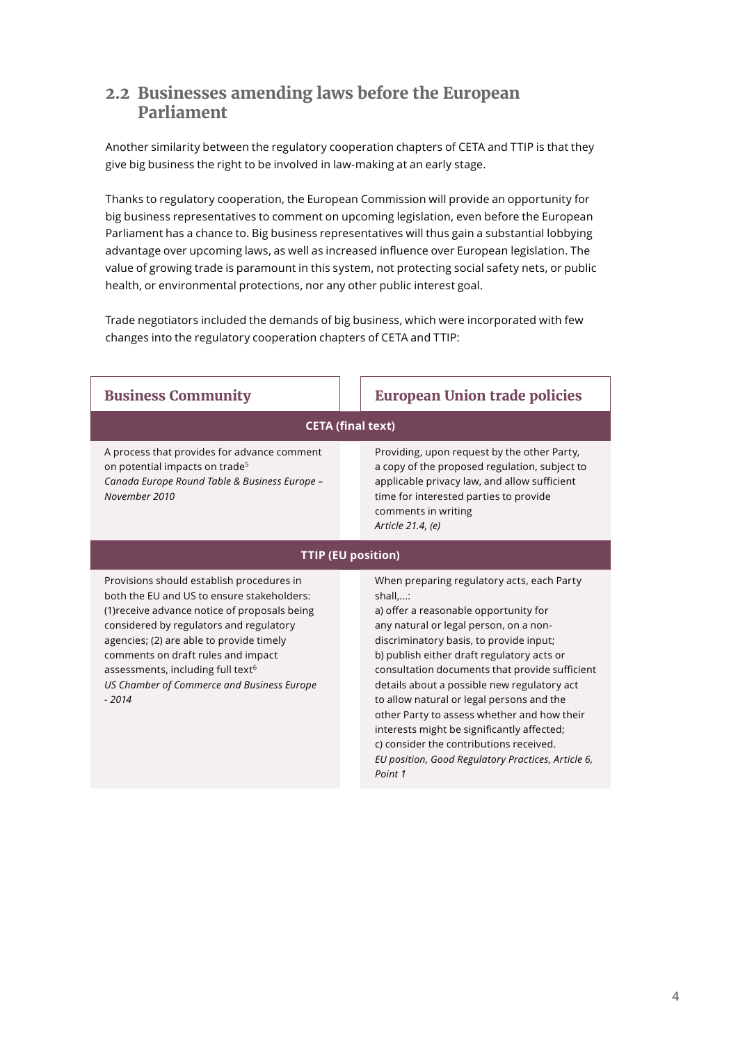## 2.2 Businesses amending laws before the European Parliament

Another similarity between the regulatory cooperation chapters of CETA and TTIP is that they give big business the right to be involved in law-making at an early stage.

Thanks to regulatory cooperation, the European Commission will provide an opportunity for big business representatives to comment on upcoming legislation, even before the European Parliament has a chance to. Big business representatives will thus gain a substantial lobbying advantage over upcoming laws, as well as increased influence over European legislation. The value of growing trade is paramount in this system, not protecting social safety nets, or public health, or environmental protections, nor any other public interest goal.

Trade negotiators included the demands of big business, which were incorporated with few changes into the regulatory cooperation chapters of CETA and TTIP:

| Business Community | European Union trade policies |
|---|---|
| **CETA (final text)** | |
| A process that provides for advance comment on potential impacts on trade[5]<br>*Canada Europe Round Table & Business Europe – November 2010* | Providing, upon request by the other Party, a copy of the proposed regulation, subject to applicable privacy law, and allow sufficient time for interested parties to provide comments in writing<br>*Article 21.4, (e)* |
| **TTIP (EU position)** | |
| Provisions should establish procedures in both the EU and US to ensure stakeholders: (1)receive advance notice of proposals being considered by regulators and regulatory agencies; (2) are able to provide timely comments on draft rules and impact assessments, including full text[6]<br>*US Chamber of Commerce and Business Europe - 2014* | When preparing regulatory acts, each Party shall,...:<br>a) offer a reasonable opportunity for any natural or legal person, on a non-discriminatory basis, to provide input;<br>b) publish either draft regulatory acts or consultation documents that provide sufficient details about a possible new regulatory act to allow natural or legal persons and the other Party to assess whether and how their interests might be significantly affected;<br>c) consider the contributions received.<br>*EU position, Good Regulatory Practices, Article 6, Point 1* |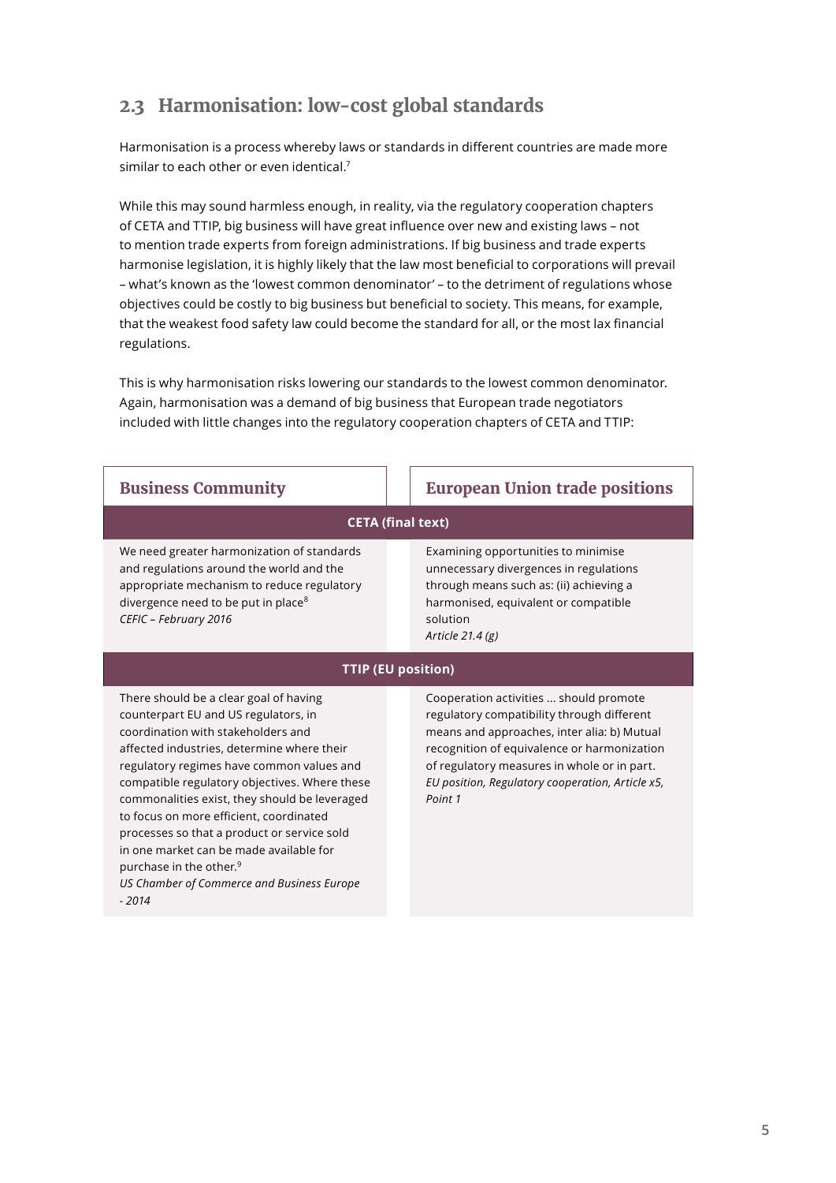## 2.3 Harmonisation: low-cost global standards

Harmonisation is a process whereby laws or standards in different countries are made more similar to each other or even identical.[7]

While this may sound harmless enough, in reality, via the regulatory cooperation chapters of CETA and TTIP, big business will have great influence over new and existing laws – not to mention trade experts from foreign administrations. If big business and trade experts harmonise legislation, it is highly likely that the law most beneficial to corporations will prevail – what's known as the 'lowest common denominator' – to the detriment of regulations whose objectives could be costly to big business but beneficial to society. This means, for example, that the weakest food safety law could become the standard for all, or the most lax financial regulations.

This is why harmonisation risks lowering our standards to the lowest common denominator. Again, harmonisation was a demand of big business that European trade negotiators included with little changes into the regulatory cooperation chapters of CETA and TTIP:

| Business Community | European Union trade positions |
|---|---|
| **CETA (final text)** | |
| We need greater harmonization of standards and regulations around the world and the appropriate mechanism to reduce regulatory divergence need to be put in place[8] *CEFIC – February 2016* | Examining opportunities to minimise unnecessary divergences in regulations through means such as: (ii) achieving a harmonised, equivalent or compatible solution *Article 21.4 (g)* |
| **TTIP (EU position)** | |
| There should be a clear goal of having counterpart EU and US regulators, in coordination with stakeholders and affected industries, determine where their regulatory regimes have common values and compatible regulatory objectives. Where these commonalities exist, they should be leveraged to focus on more efficient, coordinated processes so that a product or service sold in one market can be made available for purchase in the other.[9] *US Chamber of Commerce and Business Europe - 2014* | Cooperation activities ... should promote regulatory compatibility through different means and approaches, inter alia: b) Mutual recognition of equivalence or harmonization of regulatory measures in whole or in part. *EU position, Regulatory cooperation, Article x5, Point 1* |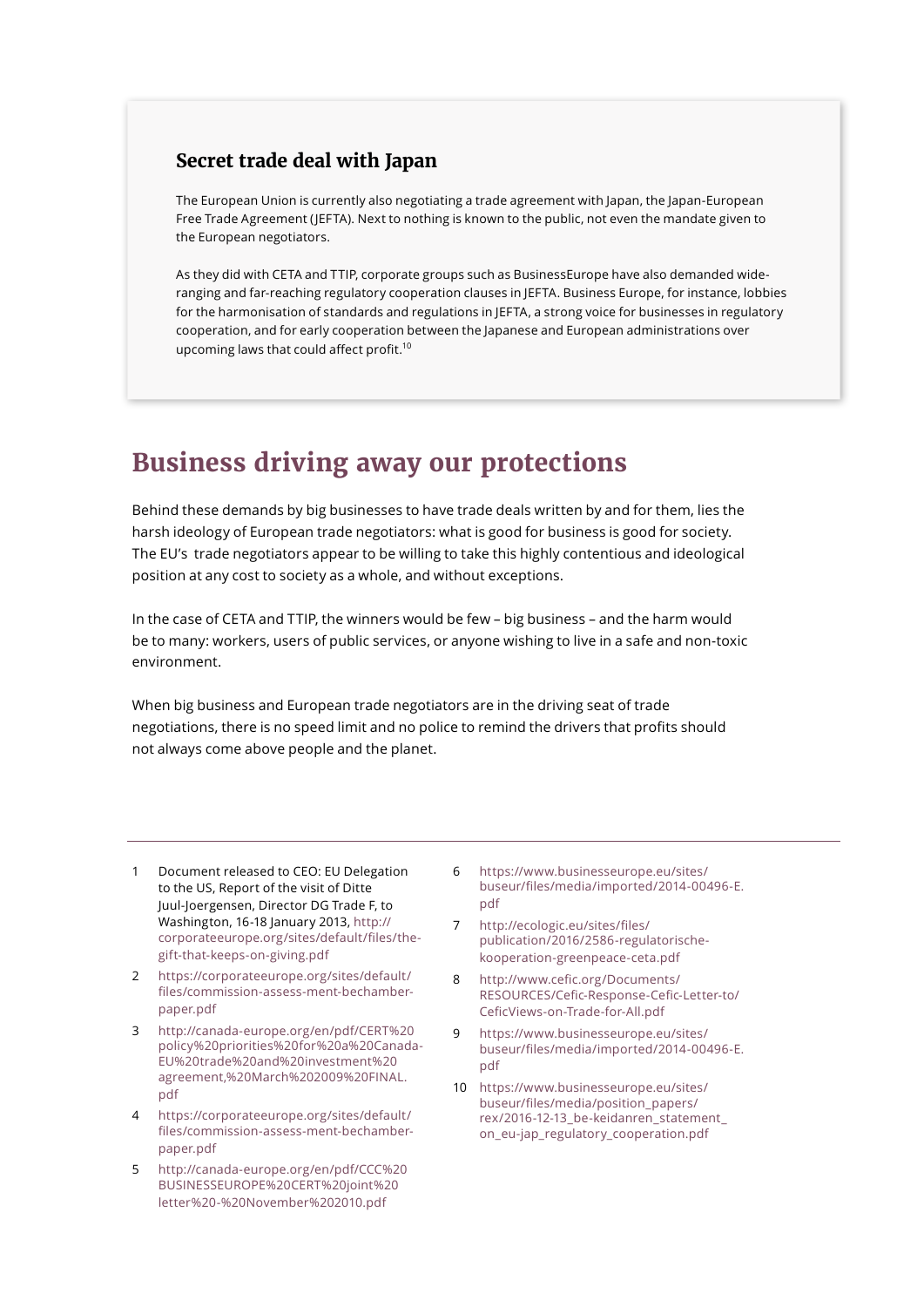### Secret trade deal with Japan

The European Union is currently also negotiating a trade agreement with Japan, the Japan-European Free Trade Agreement (JEFTA). Next to nothing is known to the public, not even the mandate given to the European negotiators.

As they did with CETA and TTIP, corporate groups such as BusinessEurope have also demanded wide-ranging and far-reaching regulatory cooperation clauses in JEFTA. Business Europe, for instance, lobbies for the harmonisation of standards and regulations in JEFTA, a strong voice for businesses in regulatory cooperation, and for early cooperation between the Japanese and European administrations over upcoming laws that could affect profit.[10]

## Business driving away our protections

Behind these demands by big businesses to have trade deals written by and for them, lies the harsh ideology of European trade negotiators: what is good for business is good for society. The EU's trade negotiators appear to be willing to take this highly contentious and ideological position at any cost to society as a whole, and without exceptions.

In the case of CETA and TTIP, the winners would be few – big business – and the harm would be to many: workers, users of public services, or anyone wishing to live in a safe and non-toxic environment.

When big business and European trade negotiators are in the driving seat of trade negotiations, there is no speed limit and no police to remind the drivers that profits should not always come above people and the planet.

---

1. Document released to CEO: EU Delegation to the US, Report of the visit of Ditte Juul-Joergensen, Director DG Trade F, to Washington, 16-18 January 2013, http://corporateeurope.org/sites/default/files/the-gift-that-keeps-on-giving.pdf
2. https://corporateeurope.org/sites/default/files/commission-assess-ment-bechamber-paper.pdf
3. http://canada-europe.org/en/pdf/CERT%20policy%20priorities%20for%20a%20Canada-EU%20trade%20and%20investment%20agreement,%20March%202009%20FINAL.pdf
4. https://corporateeurope.org/sites/default/files/commission-assess-ment-bechamber-paper.pdf
5. http://canada-europe.org/en/pdf/CCC%20BUSINESSEUROPE%20CERT%20joint%20letter%20-%20November%202010.pdf
6. https://www.businesseurope.eu/sites/buseur/files/media/imported/2014-00496-E.pdf
7. http://ecologic.eu/sites/files/publication/2016/2586-regulatorische-kooperation-greenpeace-ceta.pdf
8. http://www.cefic.org/Documents/RESOURCES/Cefic-Response-Cefic-Letter-to/CeficViews-on-Trade-for-All.pdf
9. https://www.businesseurope.eu/sites/buseur/files/media/imported/2014-00496-E.pdf
10. https://www.businesseurope.eu/sites/buseur/files/media/position_papers/rex/2016-12-13_be-keidanren_statement_on_eu-jap_regulatory_cooperation.pdf